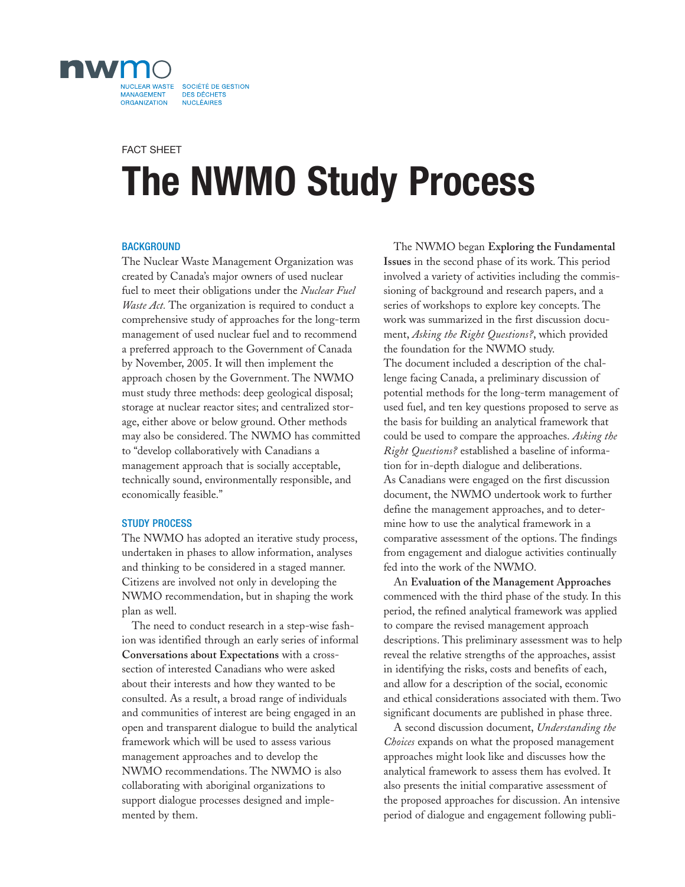nwmo

NUCLEAR WASTE MANAGEMENT ORGANIZATION

SOCIÉTÉ DE GESTION DES DÉCHETS NUCLÉAIRES

FACT SHEET

# The NWMO Study Process

## BACKGROUND

The Nuclear Waste Management Organization was created by Canada's major owners of used nuclear fuel to meet their obligations under the *Nuclear Fuel Waste Act.* The organization is required to conduct a comprehensive study of approaches for the long-term management of used nuclear fuel and to recommend a preferred approach to the Government of Canada by November, 2005. It will then implement the approach chosen by the Government. The NWMO must study three methods: deep geological disposal; storage at nuclear reactor sites; and centralized storage, either above or below ground. Other methods may also be considered. The NWMO has committed to "develop collaboratively with Canadians a management approach that is socially acceptable, technically sound, environmentally responsible, and economically feasible."

## STUDY PROCESS

The NWMO has adopted an iterative study process, undertaken in phases to allow information, analyses and thinking to be considered in a staged manner. Citizens are involved not only in developing the NWMO recommendation, but in shaping the work plan as well.

The need to conduct research in a step-wise fashion was identified through an early series of informal **Conversations about Expectations** with a cross-section of interested Canadians who were asked about their interests and how they wanted to be consulted. As a result, a broad range of individuals and communities of interest are being engaged in an open and transparent dialogue to build the analytical framework which will be used to assess various management approaches and to develop the NWMO recommendations. The NWMO is also collaborating with aboriginal organizations to support dialogue processes designed and implemented by them.

The NWMO began **Exploring the Fundamental Issues** in the second phase of its work. This period involved a variety of activities including the commissioning of background and research papers, and a series of workshops to explore key concepts. The work was summarized in the first discussion document, *Asking the Right Questions?*, which provided the foundation for the NWMO study.
The document included a description of the challenge facing Canada, a preliminary discussion of potential methods for the long-term management of used fuel, and ten key questions proposed to serve as the basis for building an analytical framework that could be used to compare the approaches. *Asking the Right Questions?* established a baseline of information for in-depth dialogue and deliberations.
As Canadians were engaged on the first discussion document, the NWMO undertook work to further define the management approaches, and to determine how to use the analytical framework in a comparative assessment of the options. The findings from engagement and dialogue activities continually fed into the work of the NWMO.

An **Evaluation of the Management Approaches** commenced with the third phase of the study. In this period, the refined analytical framework was applied to compare the revised management approach descriptions. This preliminary assessment was to help reveal the relative strengths of the approaches, assist in identifying the risks, costs and benefits of each, and allow for a description of the social, economic and ethical considerations associated with them. Two significant documents are published in phase three.

A second discussion document, *Understanding the Choices* expands on what the proposed management approaches might look like and discusses how the analytical framework to assess them has evolved. It also presents the initial comparative assessment of the proposed approaches for discussion. An intensive period of dialogue and engagement following publi-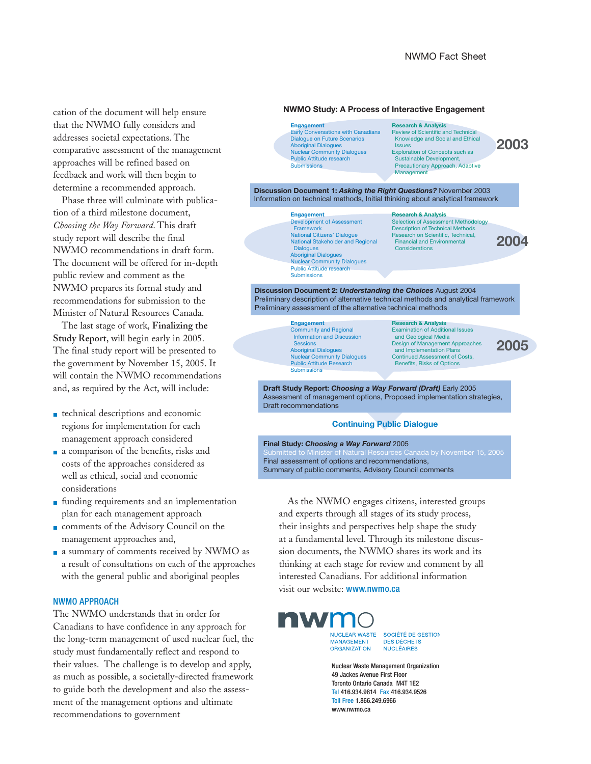cation of the document will help ensure that the NWMO fully considers and addresses societal expectations. The comparative assessment of the management approaches will be refined based on feedback and work will then begin to determine a recommended approach.

Phase three will culminate with publication of a third milestone document, *Choosing the Way Forward*. This draft study report will describe the final NWMO recommendations in draft form. The document will be offered for in-depth public review and comment as the NWMO prepares its formal study and recommendations for submission to the Minister of Natural Resources Canada.

The last stage of work, **Finalizing the Study Report**, will begin early in 2005. The final study report will be presented to the government by November 15, 2005. It will contain the NWMO recommendations and, as required by the Act, will include:

- technical descriptions and economic regions for implementation for each management approach considered
- a comparison of the benefits, risks and costs of the approaches considered as well as ethical, social and economic considerations
- funding requirements and an implementation plan for each management approach
- comments of the Advisory Council on the management approaches and,
- a summary of comments received by NWMO as a result of consultations on each of the approaches with the general public and aboriginal peoples

## NWMO APPROACH

The NWMO understands that in order for Canadians to have confidence in any approach for the long-term management of used nuclear fuel, the study must fundamentally reflect and respond to their values. The challenge is to develop and apply, as much as possible, a societally-directed framework to guide both the development and also the assessment of the management options and ultimate recommendations to government

### NWMO Study: A Process of Interactive Engagement

**2003**

**Engagement**
Early Conversations with Canadians
Dialogue on Future Scenarios
Aboriginal Dialogues
Nuclear Community Dialogues
Public Attitude research
Submissions

**Research & Analysis**
Review of Scientific and Technical Knowledge and Social and Ethical Issues
Exploration of Concepts such as Sustainable Development, Precautionary Approach, Adaptive Management

**Discussion Document 1: *Asking the Right Questions?*** November 2003
Information on technical methods, Initial thinking about analytical framework

**2004**

**Engagement**
Development of Assessment Framework
National Citizens' Dialogue
National Stakeholder and Regional Dialogues
Aboriginal Dialogues
Nuclear Community Dialogues
Public Attitude research
Submissions

**Research & Analysis**
Selection of Assessment Methodology
Description of Technical Methods
Research on Scientific, Technical, Financial and Environmental Considerations

**Discussion Document 2: *Understanding the Choices*** August 2004
Preliminary description of alternative technical methods and analytical framework
Preliminary assessment of the alternative technical methods

**2005**

**Engagement**
Community and Regional Information and Discussion Sessions
Aboriginal Dialogues
Nuclear Community Dialogues
Public Attitude Research
Submissions

**Research & Analysis**
Examination of Additional Issues and Geological Media
Design of Management Approaches and Implementation Plans
Continued Assessment of Costs, Benefits, Risks of Options

**Draft Study Report: *Choosing a Way Forward (Draft)*** Early 2005
Assessment of management options, Proposed implementation strategies, Draft recommendations

**Continuing Public Dialogue**

**Final Study: *Choosing a Way Forward*** 2005
Submitted to Minister of Natural Resources Canada by November 15, 2005
Final assessment of options and recommendations,
Summary of public comments, Advisory Council comments

As the NWMO engages citizens, interested groups and experts through all stages of its study process, their insights and perspectives help shape the study at a fundamental level. Through its milestone discussion documents, the NWMO shares its work and its thinking at each stage for review and comment by all interested Canadians. For additional information visit our website: **www.nwmo.ca**

nwmo
NUCLEAR WASTE MANAGEMENT ORGANIZATION
SOCIÉTÉ DE GESTION DES DÉCHETS NUCLÉAIRES

Nuclear Waste Management Organization
49 Jackes Avenue First Floor
Toronto Ontario Canada M4T 1E2
Tel 416.934.9814 Fax 416.934.9526
Toll Free 1.866.249.6966
www.nwmo.ca